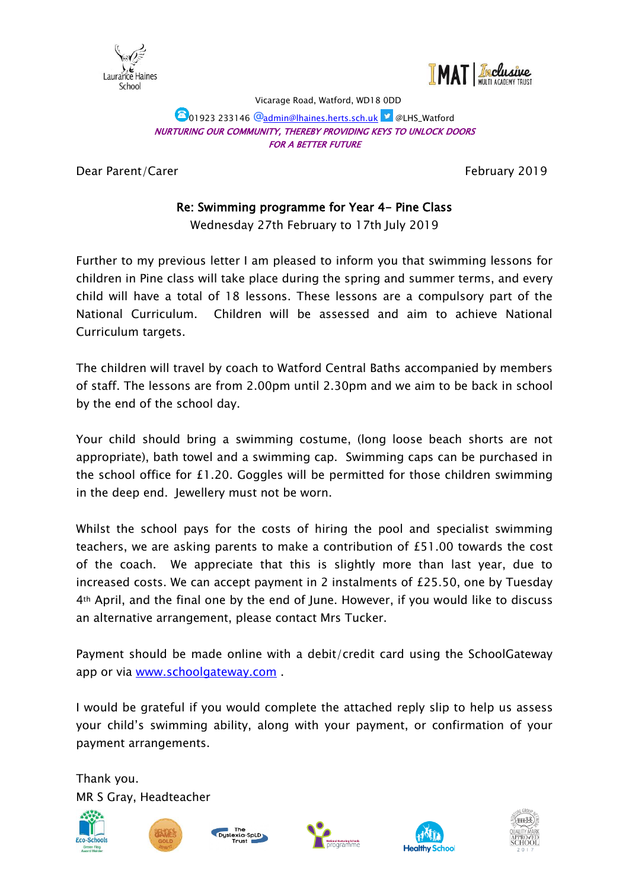Laurance Haines School

IMAT | Inclusive MULTI ACADEMY TRUST

Vicarage Road, Watford, WD18 0DD

01923 233146 admin@lhaines.herts.sch.uk @LHS_Watford

*NURTURING OUR COMMUNITY, THEREBY PROVIDING KEYS TO UNLOCK DOORS FOR A BETTER FUTURE*

Dear Parent/Carer February 2019

**Re: Swimming programme for Year 4- Pine Class**

Wednesday 27th February to 17th July 2019

Further to my previous letter I am pleased to inform you that swimming lessons for children in Pine class will take place during the spring and summer terms, and every child will have a total of 18 lessons. These lessons are a compulsory part of the National Curriculum. Children will be assessed and aim to achieve National Curriculum targets.

The children will travel by coach to Watford Central Baths accompanied by members of staff. The lessons are from 2.00pm until 2.30pm and we aim to be back in school by the end of the school day.

Your child should bring a swimming costume, (long loose beach shorts are not appropriate), bath towel and a swimming cap. Swimming caps can be purchased in the school office for £1.20. Goggles will be permitted for those children swimming in the deep end. Jewellery must not be worn.

Whilst the school pays for the costs of hiring the pool and specialist swimming teachers, we are asking parents to make a contribution of £51.00 towards the cost of the coach. We appreciate that this is slightly more than last year, due to increased costs. We can accept payment in 2 instalments of £25.50, one by Tuesday 4th April, and the final one by the end of June. However, if you would like to discuss an alternative arrangement, please contact Mrs Tucker.

Payment should be made online with a debit/credit card using the SchoolGateway app or via www.schoolgateway.com .

I would be grateful if you would complete the attached reply slip to help us assess your child's swimming ability, along with your payment, or confirmation of your payment arrangements.

Thank you.
MR S Gray, Headteacher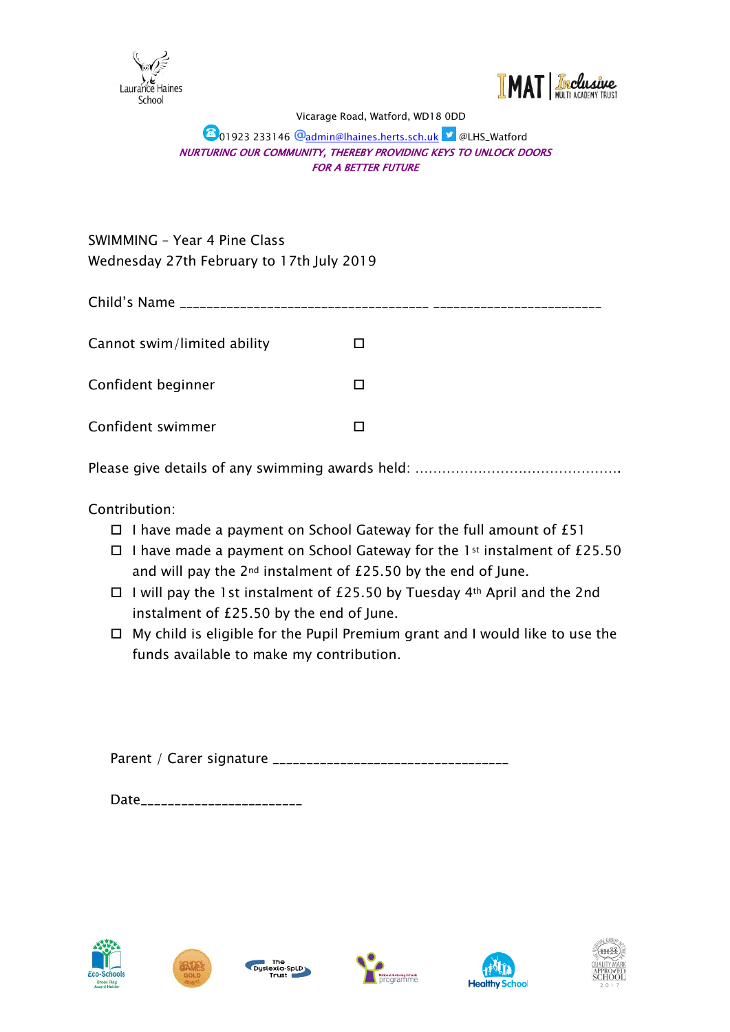Laurance Haines School

IMAT | Inclusive MULTI ACADEMY TRUST

Vicarage Road, Watford, WD18 0DD

01923 233146 admin@lhaines.herts.sch.uk @LHS_Watford

*NURTURING OUR COMMUNITY, THEREBY PROVIDING KEYS TO UNLOCK DOORS FOR A BETTER FUTURE*

SWIMMING – Year 4 Pine Class
Wednesday 27th February to 17th July 2019

Child's Name ____________________________________ ________________________

Cannot swim/limited ability ☐

Confident beginner ☐

Confident swimmer ☐

Please give details of any swimming awards held: .............................................

Contribution:

- ☐ I have made a payment on School Gateway for the full amount of £51
- ☐ I have made a payment on School Gateway for the 1st instalment of £25.50 and will pay the 2nd instalment of £25.50 by the end of June.
- ☐ I will pay the 1st instalment of £25.50 by Tuesday 4th April and the 2nd instalment of £25.50 by the end of June.
- ☐ My child is eligible for the Pupil Premium grant and I would like to use the funds available to make my contribution.

Parent / Carer signature __________________________________

Date_______________________